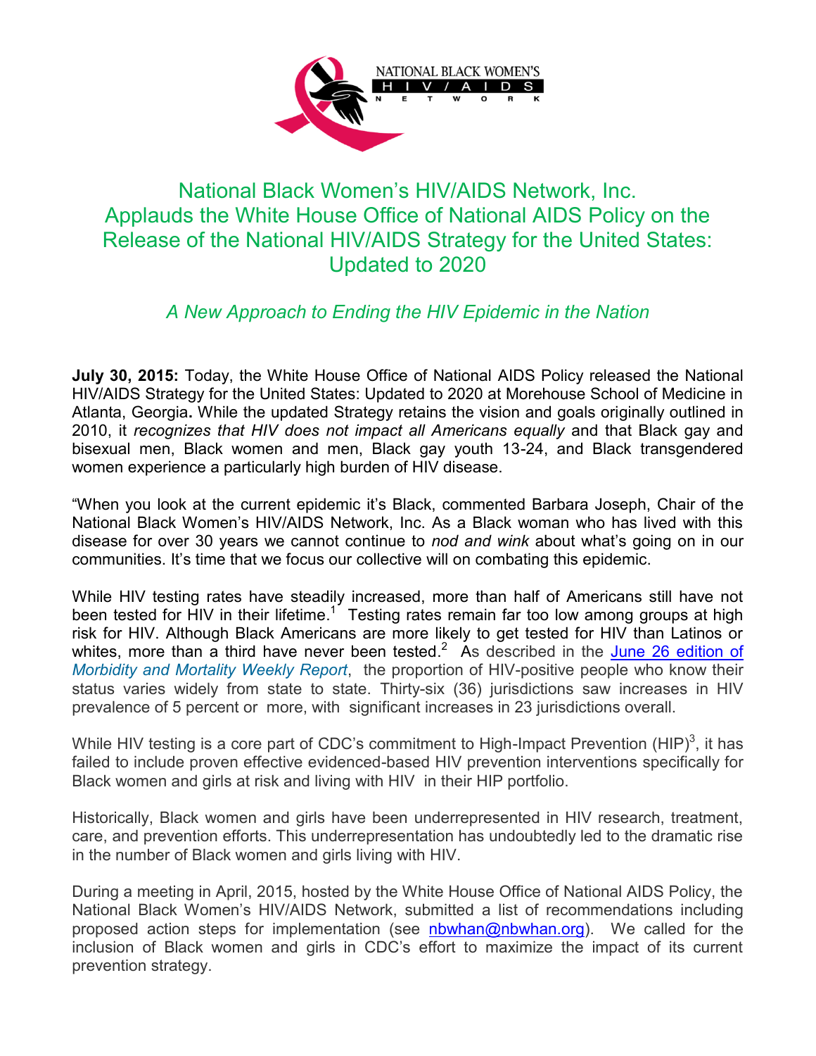NATIONAL BLACK WOMEN'S HIV/AIDS NETWORK

# National Black Women's HIV/AIDS Network, Inc. Applauds the White House Office of National AIDS Policy on the Release of the National HIV/AIDS Strategy for the United States: Updated to 2020

*A New Approach to Ending the HIV Epidemic in the Nation*

**July 30, 2015:** Today, the White House Office of National AIDS Policy released the National HIV/AIDS Strategy for the United States: Updated to 2020 at Morehouse School of Medicine in Atlanta, Georgia**.** While the updated Strategy retains the vision and goals originally outlined in 2010, it *recognizes that HIV does not impact all Americans equally* and that Black gay and bisexual men, Black women and men, Black gay youth 13-24, and Black transgendered women experience a particularly high burden of HIV disease.

"When you look at the current epidemic it's Black, commented Barbara Joseph, Chair of the National Black Women's HIV/AIDS Network, Inc. As a Black woman who has lived with this disease for over 30 years we cannot continue to *nod and wink* about what's going on in our communities. It's time that we focus our collective will on combating this epidemic.

While HIV testing rates have steadily increased, more than half of Americans still have not been tested for HIV in their lifetime.[1] Testing rates remain far too low among groups at high risk for HIV. Although Black Americans are more likely to get tested for HIV than Latinos or whites, more than a third have never been tested.[2] As described in the [June 26 edition of *Morbidity and Mortality Weekly Report*](), the proportion of HIV-positive people who know their status varies widely from state to state. Thirty-six (36) jurisdictions saw increases in HIV prevalence of 5 percent or more, with significant increases in 23 jurisdictions overall.

While HIV testing is a core part of CDC's commitment to High-Impact Prevention (HIP)[3], it has failed to include proven effective evidenced-based HIV prevention interventions specifically for Black women and girls at risk and living with HIV in their HIP portfolio.

Historically, Black women and girls have been underrepresented in HIV research, treatment, care, and prevention efforts. This underrepresentation has undoubtedly led to the dramatic rise in the number of Black women and girls living with HIV.

During a meeting in April, 2015, hosted by the White House Office of National AIDS Policy, the National Black Women's HIV/AIDS Network, submitted a list of recommendations including proposed action steps for implementation (see nbwhan@nbwhan.org). We called for the inclusion of Black women and girls in CDC's effort to maximize the impact of its current prevention strategy.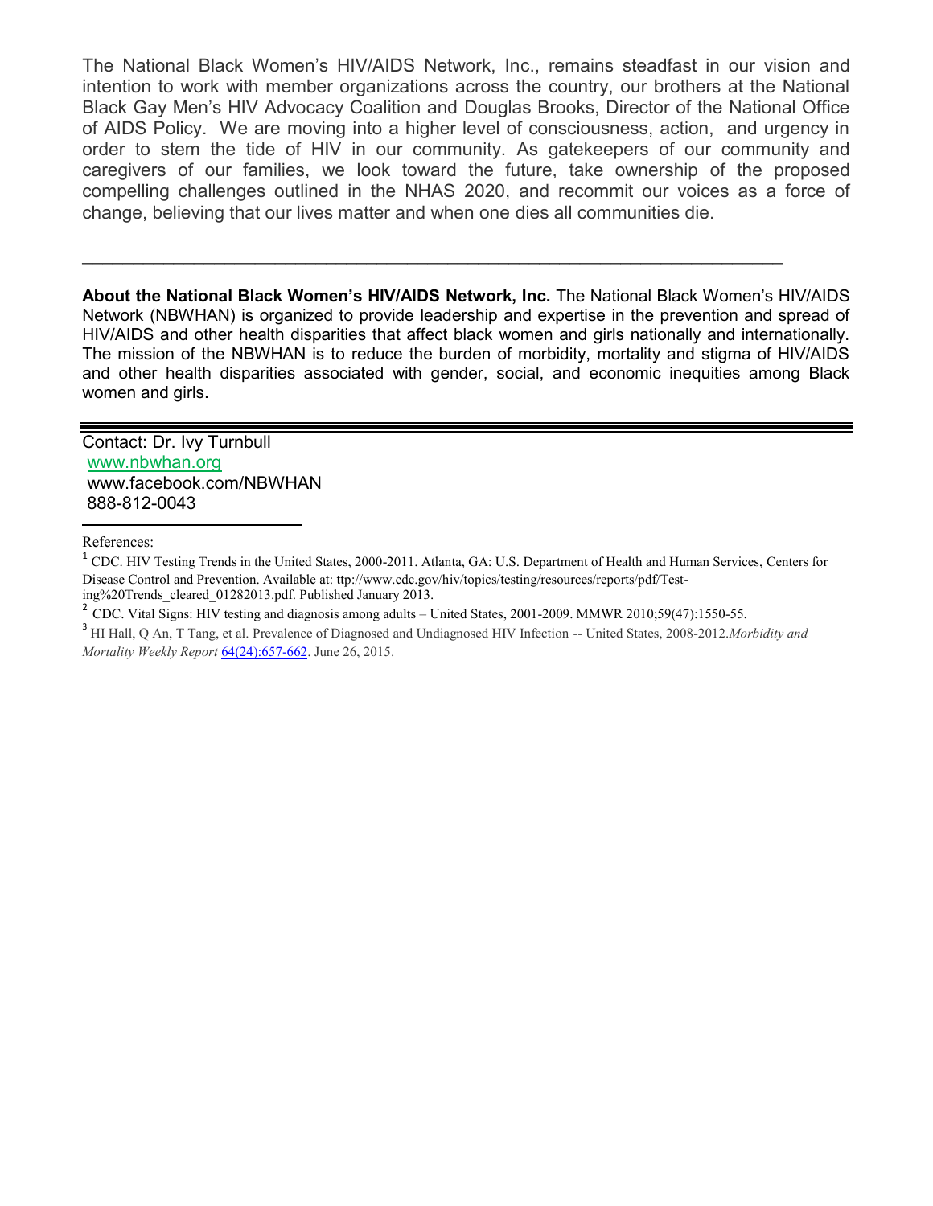The National Black Women's HIV/AIDS Network, Inc., remains steadfast in our vision and intention to work with member organizations across the country, our brothers at the National Black Gay Men's HIV Advocacy Coalition and Douglas Brooks, Director of the National Office of AIDS Policy. We are moving into a higher level of consciousness, action, and urgency in order to stem the tide of HIV in our community. As gatekeepers of our community and caregivers of our families, we look toward the future, take ownership of the proposed compelling challenges outlined in the NHAS 2020, and recommit our voices as a force of change, believing that our lives matter and when one dies all communities die.

---

**About the National Black Women's HIV/AIDS Network, Inc.** The National Black Women's HIV/AIDS Network (NBWHAN) is organized to provide leadership and expertise in the prevention and spread of HIV/AIDS and other health disparities that affect black women and girls nationally and internationally. The mission of the NBWHAN is to reduce the burden of morbidity, mortality and stigma of HIV/AIDS and other health disparities associated with gender, social, and economic inequities among Black women and girls.

---

Contact: Dr. Ivy Turnbull
www.nbwhan.org
www.facebook.com/NBWHAN
888-812-0043

References:

[1] CDC. HIV Testing Trends in the United States, 2000-2011. Atlanta, GA: U.S. Department of Health and Human Services, Centers for Disease Control and Prevention. Available at: ttp://www.cdc.gov/hiv/topics/testing/resources/reports/pdf/Testing%20Trends_cleared_01282013.pdf. Published January 2013.

[2] CDC. Vital Signs: HIV testing and diagnosis among adults – United States, 2001-2009. MMWR 2010;59(47):1550-55.

[3] HI Hall, Q An, T Tang, et al. Prevalence of Diagnosed and Undiagnosed HIV Infection -- United States, 2008-2012. *Morbidity and Mortality Weekly Report* 64(24):657-662. June 26, 2015.